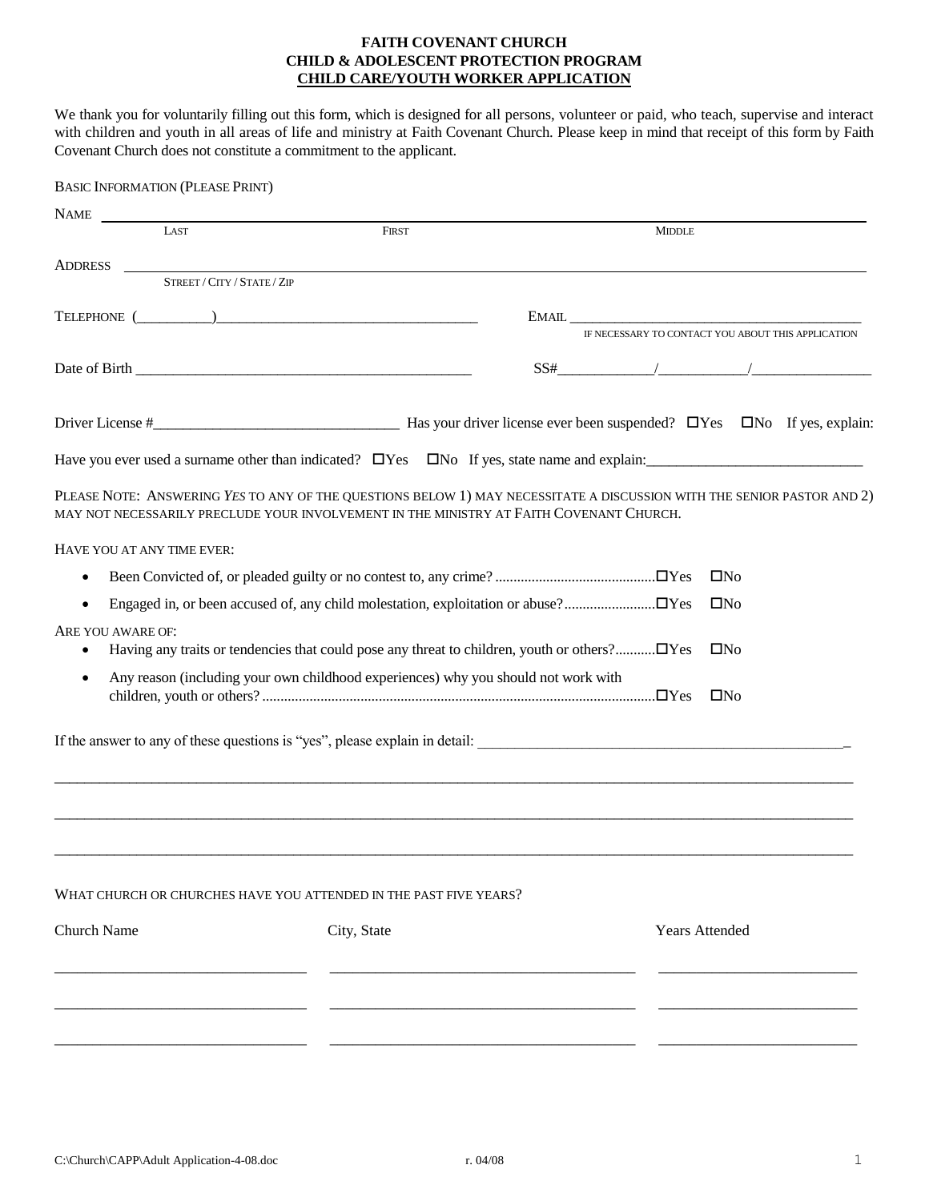# FAITH COVENANT CHURCH
## CHILD & ADOLESCENT PROTECTION PROGRAM
## CHILD CARE/YOUTH WORKER APPLICATION

We thank you for voluntarily filling out this form, which is designed for all persons, volunteer or paid, who teach, supervise and interact with children and youth in all areas of life and ministry at Faith Covenant Church. Please keep in mind that receipt of this form by Faith Covenant Church does not constitute a commitment to the applicant.

BASIC INFORMATION (PLEASE PRINT)

NAME ______________________________________________________________________
LAST FIRST MIDDLE

ADDRESS ______________________________________________________________________
STREET / CITY / STATE / ZIP

TELEPHONE (__________)___________________________________ EMAIL ________________________________________
IF NECESSARY TO CONTACT YOU ABOUT THIS APPLICATION

Date of Birth _____________________________________________ SS#_____________/____________/________________

Driver License #_________________________________ Has your driver license ever been suspended? ☐Yes ☐No If yes, explain:

Have you ever used a surname other than indicated? ☐Yes ☐No If yes, state name and explain:_____________________________

PLEASE NOTE: ANSWERING *YES* TO ANY OF THE QUESTIONS BELOW 1) MAY NECESSITATE A DISCUSSION WITH THE SENIOR PASTOR AND 2) MAY NOT NECESSARILY PRECLUDE YOUR INVOLVEMENT IN THE MINISTRY AT FAITH COVENANT CHURCH.

HAVE YOU AT ANY TIME EVER:

- Been Convicted of, or pleaded guilty or no contest to, any crime? ........................................... ☐Yes ☐No
- Engaged in, or been accused of, any child molestation, exploitation or abuse? ......................... ☐Yes ☐No

ARE YOU AWARE OF:

- Having any traits or tendencies that could pose any threat to children, youth or others? ........... ☐Yes ☐No
- Any reason (including your own childhood experiences) why you should not work with children, youth or others? ........................................................................................................... ☐Yes ☐No

If the answer to any of these questions is "yes", please explain in detail: ___________________________________________________

_____________________________________________________________________________________________________

_____________________________________________________________________________________________________

_____________________________________________________________________________________________________

WHAT CHURCH OR CHURCHES HAVE YOU ATTENDED IN THE PAST FIVE YEARS?

| Church Name | City, State | Years Attended |
|---|---|---|
| | | |
| | | |
| | | |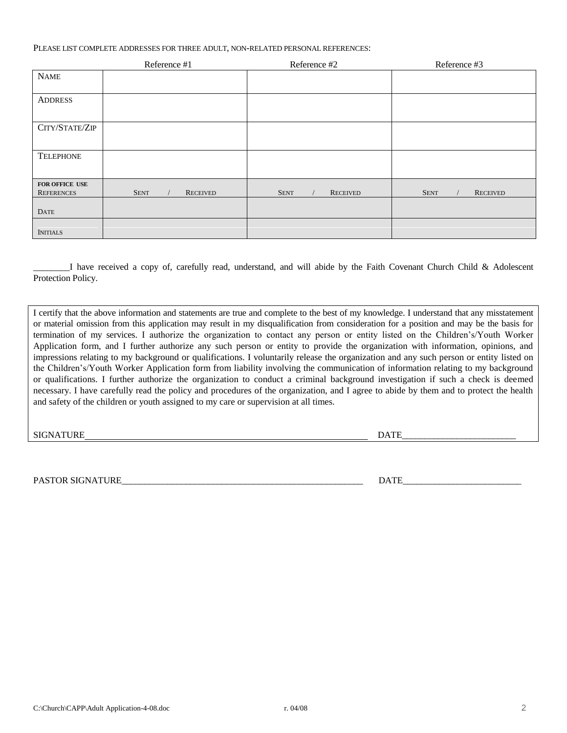PLEASE LIST COMPLETE ADDRESSES FOR THREE ADULT, NON-RELATED PERSONAL REFERENCES:

| | Reference #1 | Reference #2 | Reference #3 |
|---|---|---|---|
| NAME | | | |
| ADDRESS | | | |
| CITY/STATE/ZIP | | | |
| TELEPHONE | | | |
| **FOR OFFICE USE** REFERENCES | SENT / RECEIVED | SENT / RECEIVED | SENT / RECEIVED |
| DATE | | | |
| INITIALS | | | |

________I have received a copy of, carefully read, understand, and will abide by the Faith Covenant Church Child & Adolescent Protection Policy.

I certify that the above information and statements are true and complete to the best of my knowledge. I understand that any misstatement or material omission from this application may result in my disqualification from consideration for a position and may be the basis for termination of my services. I authorize the organization to contact any person or entity listed on the Children's/Youth Worker Application form, and I further authorize any such person or entity to provide the organization with information, opinions, and impressions relating to my background or qualifications. I voluntarily release the organization and any such person or entity listed on the Children's/Youth Worker Application form from liability involving the communication of information relating to my background or qualifications. I further authorize the organization to conduct a criminal background investigation if such a check is deemed necessary. I have carefully read the policy and procedures of the organization, and I agree to abide by them and to protect the health and safety of the children or youth assigned to my care or supervision at all times.

SIGNATURE_______________________________________________________________ DATE________________________

PASTOR SIGNATURE_______________________________________________________ DATE_________________________

C:\Church\CAPP\Adult Application-4-08.doc r. 04/08